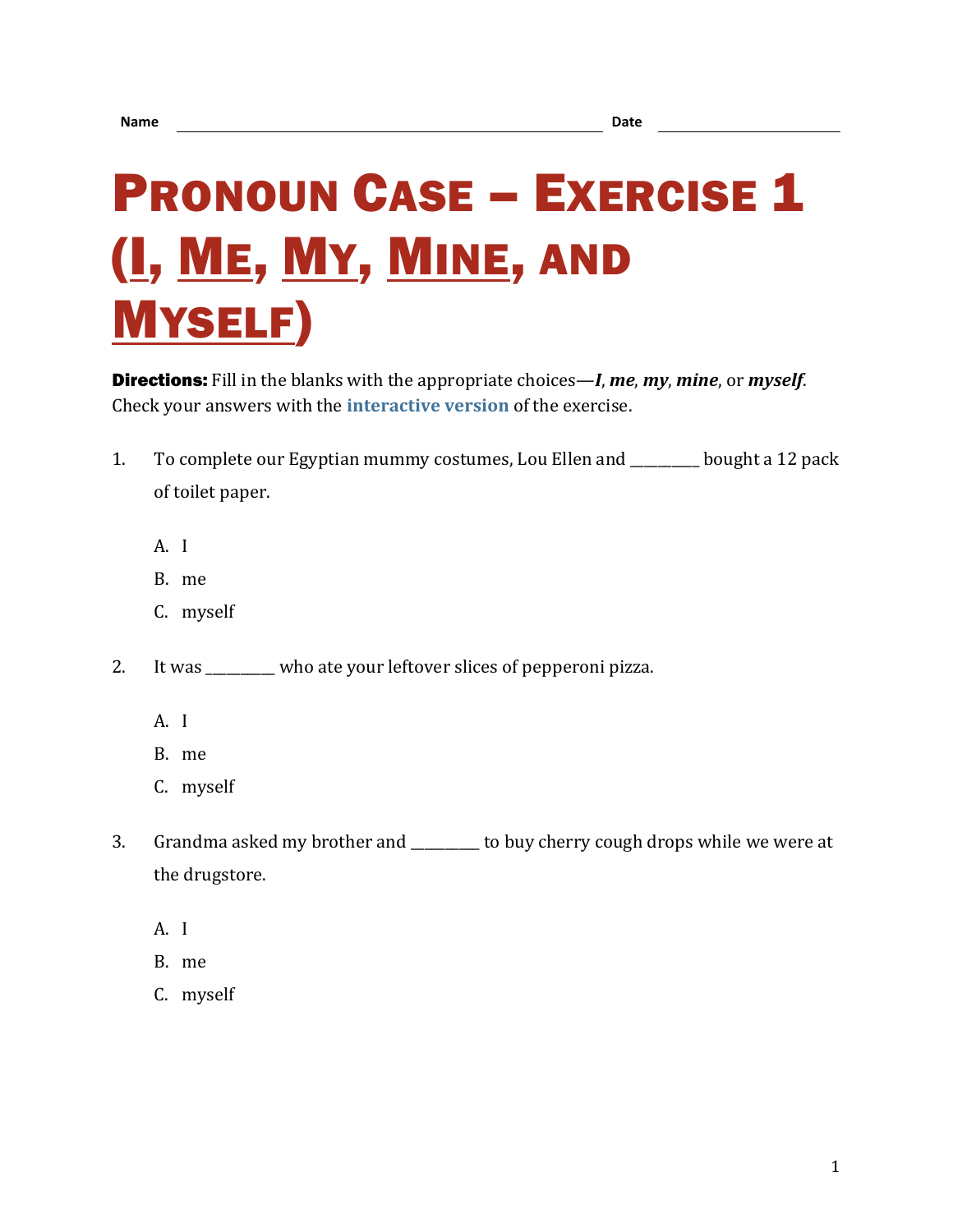Name ______________________________ Date ______________

# Pronoun Case – Exercise 1 (I, Me, My, Mine, and Myself)

**Directions:** Fill in the blanks with the appropriate choices—***I***, ***me***, ***my***, ***mine***, or ***myself***. Check your answers with the **interactive version** of the exercise.

1. To complete our Egyptian mummy costumes, Lou Ellen and _________ bought a 12 pack of toilet paper.

   A. I
   B. me
   C. myself

2. It was _________ who ate your leftover slices of pepperoni pizza.

   A. I
   B. me
   C. myself

3. Grandma asked my brother and _________ to buy cherry cough drops while we were at the drugstore.

   A. I
   B. me
   C. myself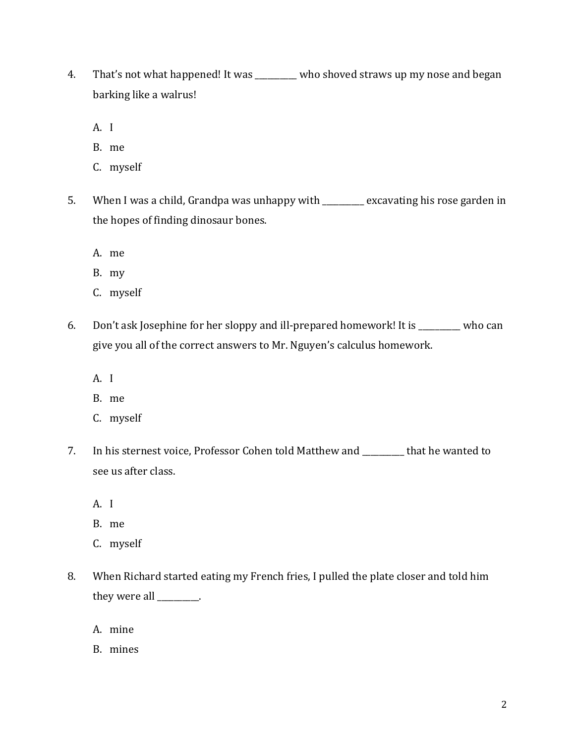4. That's not what happened! It was __________ who shoved straws up my nose and began barking like a walrus!

   A. I
   B. me
   C. myself

5. When I was a child, Grandpa was unhappy with __________ excavating his rose garden in the hopes of finding dinosaur bones.

   A. me
   B. my
   C. myself

6. Don't ask Josephine for her sloppy and ill-prepared homework! It is __________ who can give you all of the correct answers to Mr. Nguyen's calculus homework.

   A. I
   B. me
   C. myself

7. In his sternest voice, Professor Cohen told Matthew and __________ that he wanted to see us after class.

   A. I
   B. me
   C. myself

8. When Richard started eating my French fries, I pulled the plate closer and told him they were all __________.

   A. mine
   B. mines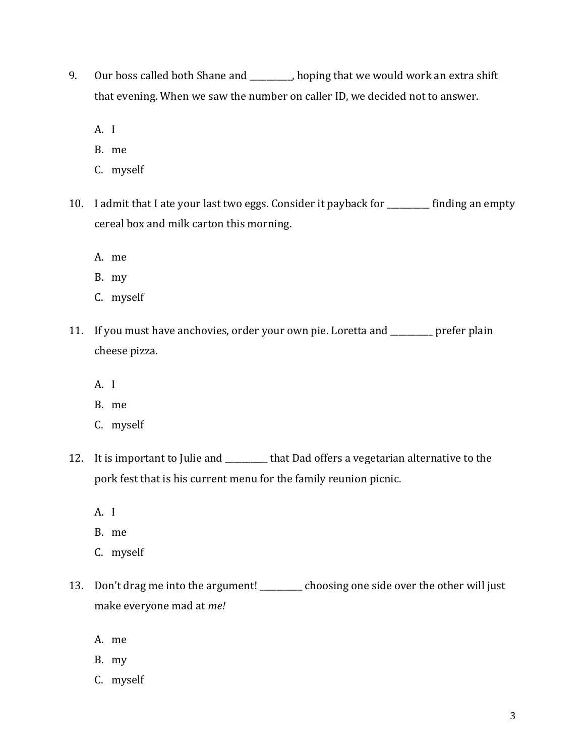9. Our boss called both Shane and __________, hoping that we would work an extra shift that evening. When we saw the number on caller ID, we decided not to answer.

   A. I
   B. me
   C. myself

10. I admit that I ate your last two eggs. Consider it payback for __________ finding an empty cereal box and milk carton this morning.

    A. me
    B. my
    C. myself

11. If you must have anchovies, order your own pie. Loretta and __________ prefer plain cheese pizza.

    A. I
    B. me
    C. myself

12. It is important to Julie and __________ that Dad offers a vegetarian alternative to the pork fest that is his current menu for the family reunion picnic.

    A. I
    B. me
    C. myself

13. Don't drag me into the argument! __________ choosing one side over the other will just make everyone mad at *me!*

    A. me
    B. my
    C. myself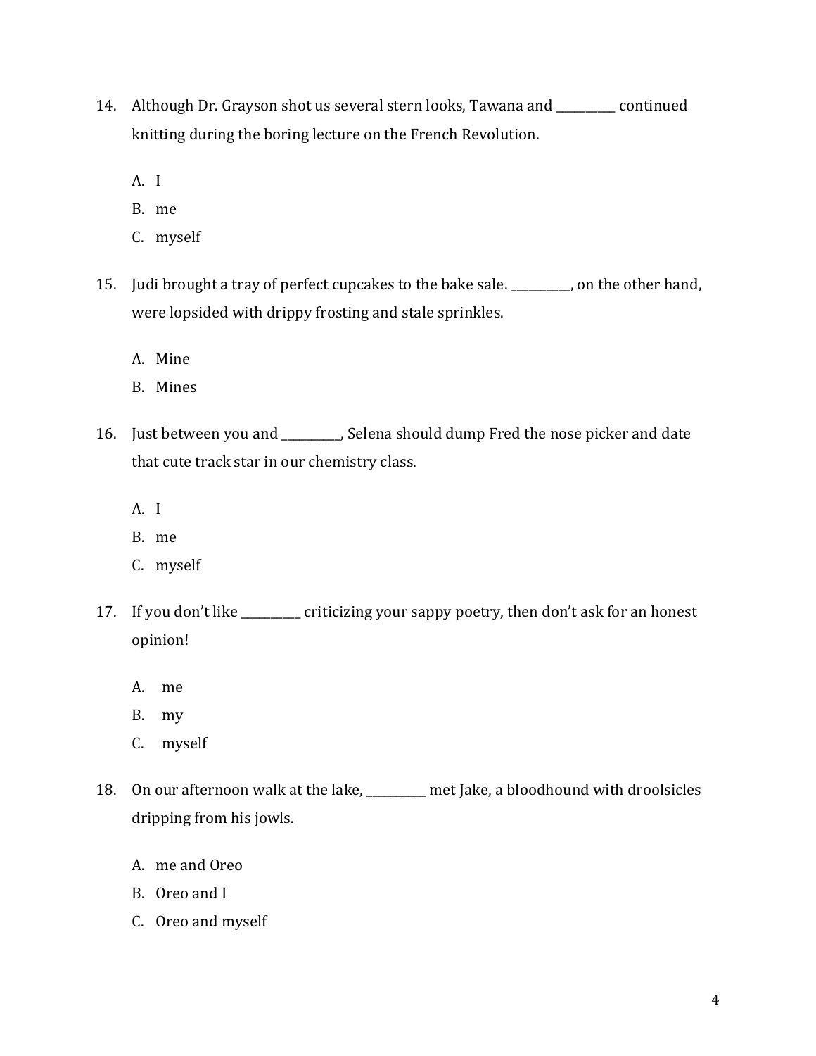14. Although Dr. Grayson shot us several stern looks, Tawana and __________ continued knitting during the boring lecture on the French Revolution.

    A. I
    B. me
    C. myself

15. Judi brought a tray of perfect cupcakes to the bake sale. __________, on the other hand, were lopsided with drippy frosting and stale sprinkles.

    A. Mine
    B. Mines

16. Just between you and __________, Selena should dump Fred the nose picker and date that cute track star in our chemistry class.

    A. I
    B. me
    C. myself

17. If you don't like __________ criticizing your sappy poetry, then don't ask for an honest opinion!

    A. me
    B. my
    C. myself

18. On our afternoon walk at the lake, __________ met Jake, a bloodhound with droolsicles dripping from his jowls.

    A. me and Oreo
    B. Oreo and I
    C. Oreo and myself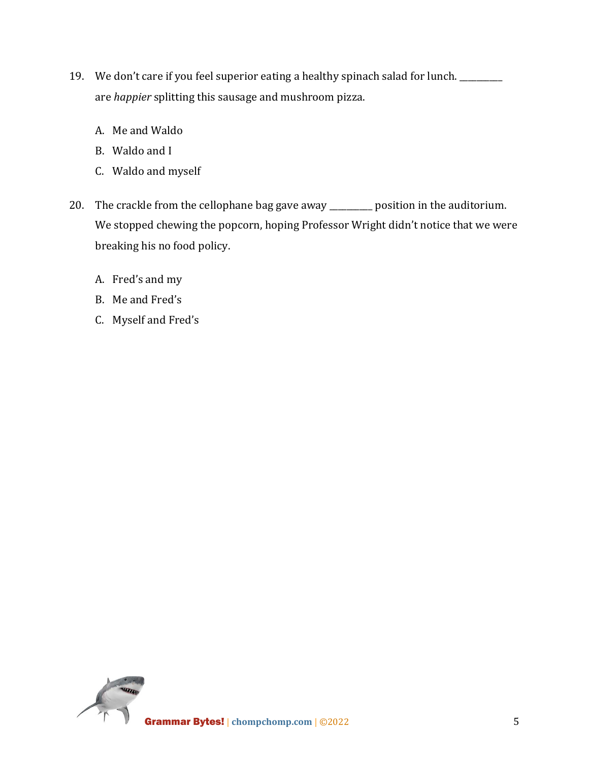19. We don't care if you feel superior eating a healthy spinach salad for lunch. _________ are *happier* splitting this sausage and mushroom pizza.

    A. Me and Waldo
    B. Waldo and I
    C. Waldo and myself

20. The crackle from the cellophane bag gave away _________ position in the auditorium. We stopped chewing the popcorn, hoping Professor Wright didn't notice that we were breaking his no food policy.

    A. Fred's and my
    B. Me and Fred's
    C. Myself and Fred's